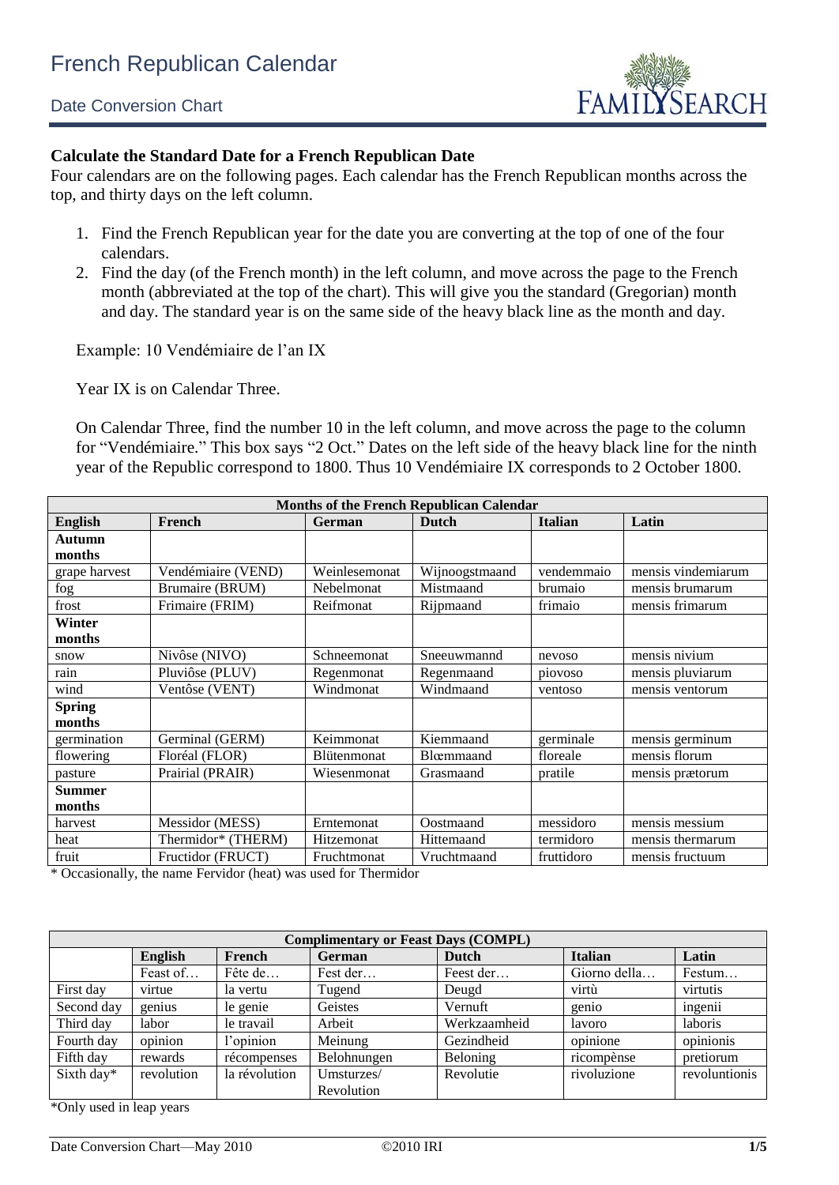# French Republican Calendar

## Date Conversion Chart

**Calculate the Standard Date for a French Republican Date**

Four calendars are on the following pages. Each calendar has the French Republican months across the top, and thirty days on the left column.

1. Find the French Republican year for the date you are converting at the top of one of the four calendars.
2. Find the day (of the French month) in the left column, and move across the page to the French month (abbreviated at the top of the chart). This will give you the standard (Gregorian) month and day. The standard year is on the same side of the heavy black line as the month and day.

Example: 10 Vendémiaire de l'an IX

Year IX is on Calendar Three.

On Calendar Three, find the number 10 in the left column, and move across the page to the column for "Vendémiaire." This box says "2 Oct." Dates on the left side of the heavy black line for the ninth year of the Republic correspond to 1800. Thus 10 Vendémiaire IX corresponds to 2 October 1800.

| Months of the French Republican Calendar | | | | | |
|---|---|---|---|---|---|
| **English** | **French** | **German** | **Dutch** | **Italian** | **Latin** |
| **Autumn months** | | | | | |
| grape harvest | Vendémiaire (VEND) | Weinlesemonat | Wijnoogstmaand | vendemmaio | mensis vindemiarum |
| fog | Brumaire (BRUM) | Nebelmonat | Mistmaand | brumaio | mensis brumarum |
| frost | Frimaire (FRIM) | Reifmonat | Rijpmaand | frimaio | mensis frimarum |
| **Winter months** | | | | | |
| snow | Nivôse (NIVO) | Schneemonat | Sneeuwmannd | nevoso | mensis nivium |
| rain | Pluviôse (PLUV) | Regenmonat | Regenmaand | piovoso | mensis pluviarum |
| wind | Ventôse (VENT) | Windmonat | Windmaand | ventoso | mensis ventorum |
| **Spring months** | | | | | |
| germination | Germinal (GERM) | Keimmonat | Kiemmaand | germinale | mensis germinum |
| flowering | Floréal (FLOR) | Blütenmonat | Blœmmaand | floreale | mensis florum |
| pasture | Prairial (PRAIR) | Wiesenmonat | Grasmaand | pratile | mensis prætorum |
| **Summer months** | | | | | |
| harvest | Messidor (MESS) | Erntemonat | Oostmaand | messidoro | mensis messium |
| heat | Thermidor* (THERM) | Hitzemonat | Hittemaand | termidoro | mensis thermarum |
| fruit | Fructidor (FRUCT) | Fruchtmonat | Vruchtmaand | fruttidoro | mensis fructuum |

\* Occasionally, the name Fervidor (heat) was used for Thermidor

| Complimentary or Feast Days (COMPL) | | | | | | |
|---|---|---|---|---|---|---|
| | **English** | **French** | **German** | **Dutch** | **Italian** | **Latin** |
| | Feast of… | Fête de… | Fest der… | Feest der… | Giorno della… | Festum… |
| First day | virtue | la vertu | Tugend | Deugd | virtù | virtutis |
| Second day | genius | le genie | Geistes | Vernuft | genio | ingenii |
| Third day | labor | le travail | Arbeit | Werkzaamheid | lavoro | laboris |
| Fourth day | opinion | l'opinion | Meinung | Gezindheid | opinione | opinionis |
| Fifth day | rewards | récompenses | Belohnungen | Beloning | ricompènse | pretiorum |
| Sixth day* | revolution | la révolution | Umsturzes/ Revolution | Revolutie | rivoluzione | revoluntionis |

\*Only used in leap years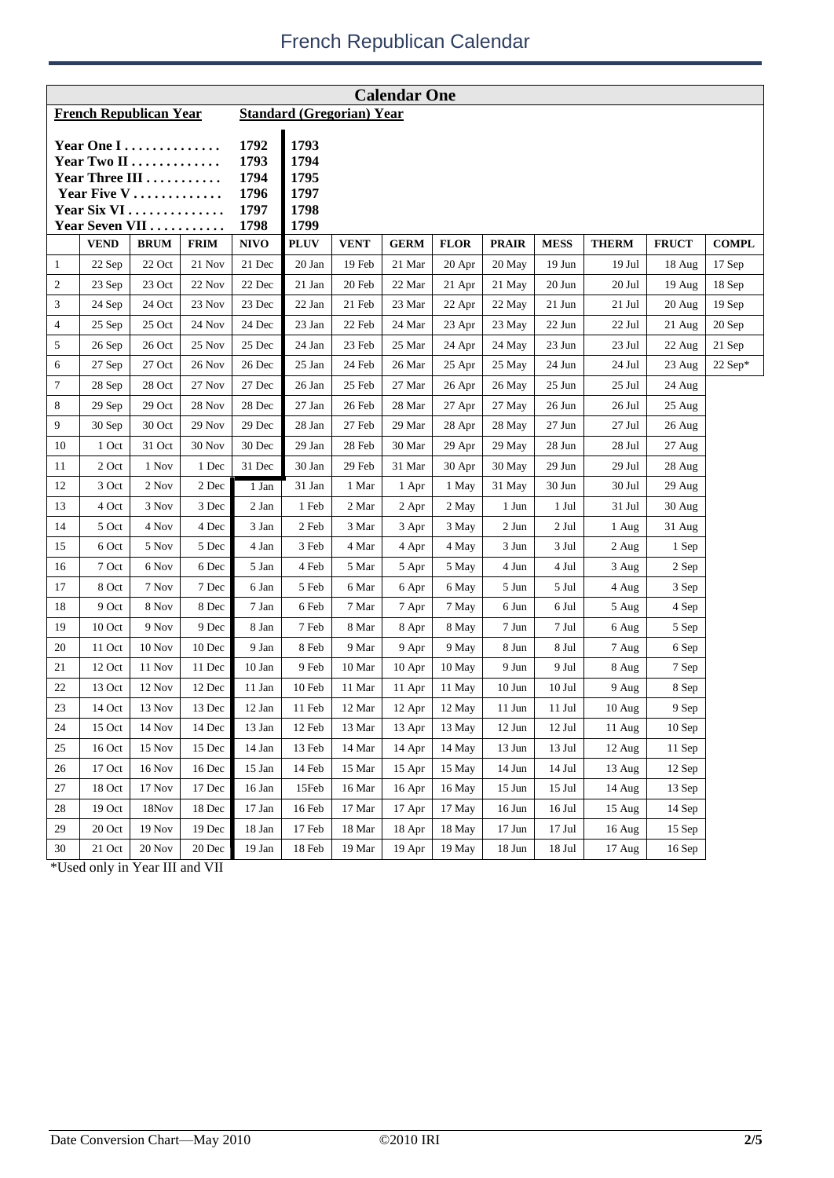# French Republican Calendar

## Calendar One

| French Republican Year | | Standard (Gregorian) Year | |
|---|---|---|---|
| Year One I | | 1792 | 1793 |
| Year Two II | | 1793 | 1794 |
| Year Three III | | 1794 | 1795 |
| Year Five V | | 1796 | 1797 |
| Year Six VI | | 1797 | 1798 |
| Year Seven VII | | 1798 | 1799 |

| | VEND | BRUM | FRIM | NIVO | PLUV | VENT | GERM | FLOR | PRAIR | MESS | THERM | FRUCT | COMPL |
|---|---|---|---|---|---|---|---|---|---|---|---|---|---|
| 1 | 22 Sep | 22 Oct | 21 Nov | 21 Dec | 20 Jan | 19 Feb | 21 Mar | 20 Apr | 20 May | 19 Jun | 19 Jul | 18 Aug | 17 Sep |
| 2 | 23 Sep | 23 Oct | 22 Nov | 22 Dec | 21 Jan | 20 Feb | 22 Mar | 21 Apr | 21 May | 20 Jun | 20 Jul | 19 Aug | 18 Sep |
| 3 | 24 Sep | 24 Oct | 23 Nov | 23 Dec | 22 Jan | 21 Feb | 23 Mar | 22 Apr | 22 May | 21 Jun | 21 Jul | 20 Aug | 19 Sep |
| 4 | 25 Sep | 25 Oct | 24 Nov | 24 Dec | 23 Jan | 22 Feb | 24 Mar | 23 Apr | 23 May | 22 Jun | 22 Jul | 21 Aug | 20 Sep |
| 5 | 26 Sep | 26 Oct | 25 Nov | 25 Dec | 24 Jan | 23 Feb | 25 Mar | 24 Apr | 24 May | 23 Jun | 23 Jul | 22 Aug | 21 Sep |
| 6 | 27 Sep | 27 Oct | 26 Nov | 26 Dec | 25 Jan | 24 Feb | 26 Mar | 25 Apr | 25 May | 24 Jun | 24 Jul | 23 Aug | 22 Sep* |
| 7 | 28 Sep | 28 Oct | 27 Nov | 27 Dec | 26 Jan | 25 Feb | 27 Mar | 26 Apr | 26 May | 25 Jun | 25 Jul | 24 Aug | |
| 8 | 29 Sep | 29 Oct | 28 Nov | 28 Dec | 27 Jan | 26 Feb | 28 Mar | 27 Apr | 27 May | 26 Jun | 26 Jul | 25 Aug | |
| 9 | 30 Sep | 30 Oct | 29 Nov | 29 Dec | 28 Jan | 27 Feb | 29 Mar | 28 Apr | 28 May | 27 Jun | 27 Jul | 26 Aug | |
| 10 | 1 Oct | 31 Oct | 30 Nov | 30 Dec | 29 Jan | 28 Feb | 30 Mar | 29 Apr | 29 May | 28 Jun | 28 Jul | 27 Aug | |
| 11 | 2 Oct | 1 Nov | 1 Dec | 31 Dec | 30 Jan | 29 Feb | 31 Mar | 30 Apr | 30 May | 29 Jun | 29 Jul | 28 Aug | |
| 12 | 3 Oct | 2 Nov | 2 Dec | 1 Jan | 31 Jan | 1 Mar | 1 Apr | 1 May | 31 May | 30 Jun | 30 Jul | 29 Aug | |
| 13 | 4 Oct | 3 Nov | 3 Dec | 2 Jan | 1 Feb | 2 Mar | 2 Apr | 2 May | 1 Jun | 1 Jul | 31 Jul | 30 Aug | |
| 14 | 5 Oct | 4 Nov | 4 Dec | 3 Jan | 2 Feb | 3 Mar | 3 Apr | 3 May | 2 Jun | 2 Jul | 1 Aug | 31 Aug | |
| 15 | 6 Oct | 5 Nov | 5 Dec | 4 Jan | 3 Feb | 4 Mar | 4 Apr | 4 May | 3 Jun | 3 Jul | 2 Aug | 1 Sep | |
| 16 | 7 Oct | 6 Nov | 6 Dec | 5 Jan | 4 Feb | 5 Mar | 5 Apr | 5 May | 4 Jun | 4 Jul | 3 Aug | 2 Sep | |
| 17 | 8 Oct | 7 Nov | 7 Dec | 6 Jan | 5 Feb | 6 Mar | 6 Apr | 6 May | 5 Jun | 5 Jul | 4 Aug | 3 Sep | |
| 18 | 9 Oct | 8 Nov | 8 Dec | 7 Jan | 6 Feb | 7 Mar | 7 Apr | 7 May | 6 Jun | 6 Jul | 5 Aug | 4 Sep | |
| 19 | 10 Oct | 9 Nov | 9 Dec | 8 Jan | 7 Feb | 8 Mar | 8 Apr | 8 May | 7 Jun | 7 Jul | 6 Aug | 5 Sep | |
| 20 | 11 Oct | 10 Nov | 10 Dec | 9 Jan | 8 Feb | 9 Mar | 9 Apr | 9 May | 8 Jun | 8 Jul | 7 Aug | 6 Sep | |
| 21 | 12 Oct | 11 Nov | 11 Dec | 10 Jan | 9 Feb | 10 Mar | 10 Apr | 10 May | 9 Jun | 9 Jul | 8 Aug | 7 Sep | |
| 22 | 13 Oct | 12 Nov | 12 Dec | 11 Jan | 10 Feb | 11 Mar | 11 Apr | 11 May | 10 Jun | 10 Jul | 9 Aug | 8 Sep | |
| 23 | 14 Oct | 13 Nov | 13 Dec | 12 Jan | 11 Feb | 12 Mar | 12 Apr | 12 May | 11 Jun | 11 Jul | 10 Aug | 9 Sep | |
| 24 | 15 Oct | 14 Nov | 14 Dec | 13 Jan | 12 Feb | 13 Mar | 13 Apr | 13 May | 12 Jun | 12 Jul | 11 Aug | 10 Sep | |
| 25 | 16 Oct | 15 Nov | 15 Dec | 14 Jan | 13 Feb | 14 Mar | 14 Apr | 14 May | 13 Jun | 13 Jul | 12 Aug | 11 Sep | |
| 26 | 17 Oct | 16 Nov | 16 Dec | 15 Jan | 14 Feb | 15 Mar | 15 Apr | 15 May | 14 Jun | 14 Jul | 13 Aug | 12 Sep | |
| 27 | 18 Oct | 17 Nov | 17 Dec | 16 Jan | 15Feb | 16 Mar | 16 Apr | 16 May | 15 Jun | 15 Jul | 14 Aug | 13 Sep | |
| 28 | 19 Oct | 18Nov | 18 Dec | 17 Jan | 16 Feb | 17 Mar | 17 Apr | 17 May | 16 Jun | 16 Jul | 15 Aug | 14 Sep | |
| 29 | 20 Oct | 19 Nov | 19 Dec | 18 Jan | 17 Feb | 18 Mar | 18 Apr | 18 May | 17 Jun | 17 Jul | 16 Aug | 15 Sep | |
| 30 | 21 Oct | 20 Nov | 20 Dec | 19 Jan | 18 Feb | 19 Mar | 19 Apr | 19 May | 18 Jun | 18 Jul | 17 Aug | 16 Sep | |

*Used only in Year III and VII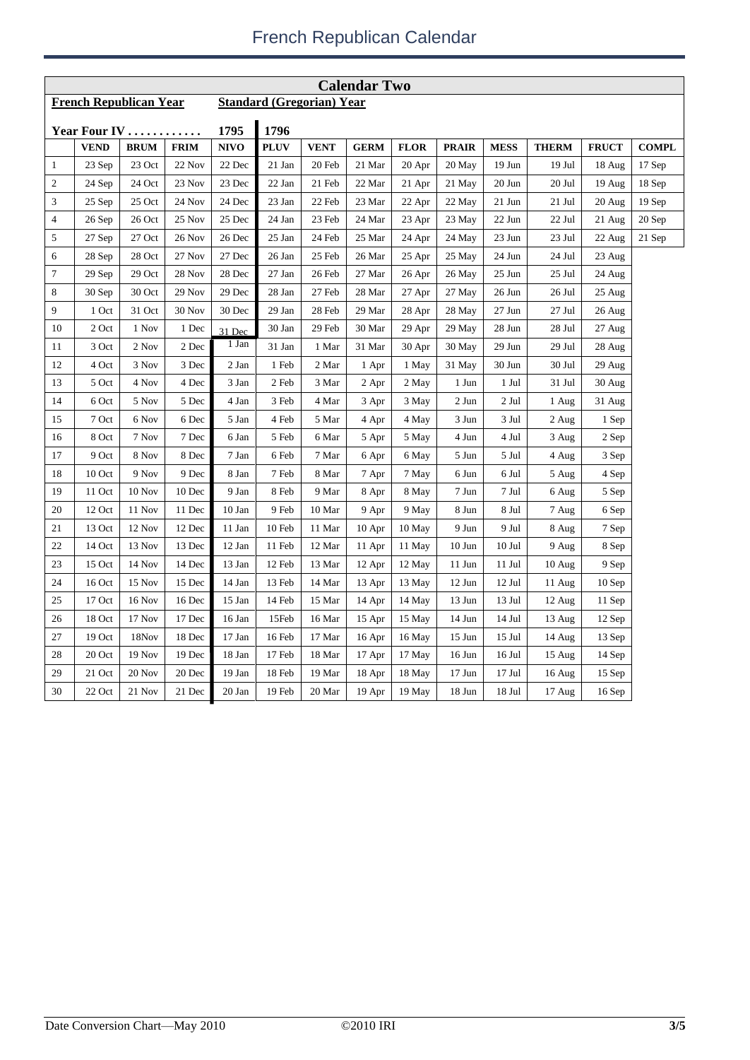# French Republican Calendar

| Calendar Two | | | | | | | | | | | | | |
|---|---|---|---|---|---|---|---|---|---|---|---|---|---|
| **French Republican Year** | | | | **Standard (Gregorian) Year** | | | | | | | | | |
| **Year Four IV . . . . . . . . . . . .** | | | | **1795** | **1796** | | | | | | | | |
| | **VEND** | **BRUM** | **FRIM** | **NIVO** | **PLUV** | **VENT** | **GERM** | **FLOR** | **PRAIR** | **MESS** | **THERM** | **FRUCT** | **COMPL** |
| 1 | 23 Sep | 23 Oct | 22 Nov | 22 Dec | 21 Jan | 20 Feb | 21 Mar | 20 Apr | 20 May | 19 Jun | 19 Jul | 18 Aug | 17 Sep |
| 2 | 24 Sep | 24 Oct | 23 Nov | 23 Dec | 22 Jan | 21 Feb | 22 Mar | 21 Apr | 21 May | 20 Jun | 20 Jul | 19 Aug | 18 Sep |
| 3 | 25 Sep | 25 Oct | 24 Nov | 24 Dec | 23 Jan | 22 Feb | 23 Mar | 22 Apr | 22 May | 21 Jun | 21 Jul | 20 Aug | 19 Sep |
| 4 | 26 Sep | 26 Oct | 25 Nov | 25 Dec | 24 Jan | 23 Feb | 24 Mar | 23 Apr | 23 May | 22 Jun | 22 Jul | 21 Aug | 20 Sep |
| 5 | 27 Sep | 27 Oct | 26 Nov | 26 Dec | 25 Jan | 24 Feb | 25 Mar | 24 Apr | 24 May | 23 Jun | 23 Jul | 22 Aug | 21 Sep |
| 6 | 28 Sep | 28 Oct | 27 Nov | 27 Dec | 26 Jan | 25 Feb | 26 Mar | 25 Apr | 25 May | 24 Jun | 24 Jul | 23 Aug | |
| 7 | 29 Sep | 29 Oct | 28 Nov | 28 Dec | 27 Jan | 26 Feb | 27 Mar | 26 Apr | 26 May | 25 Jun | 25 Jul | 24 Aug | |
| 8 | 30 Sep | 30 Oct | 29 Nov | 29 Dec | 28 Jan | 27 Feb | 28 Mar | 27 Apr | 27 May | 26 Jun | 26 Jul | 25 Aug | |
| 9 | 1 Oct | 31 Oct | 30 Nov | 30 Dec | 29 Jan | 28 Feb | 29 Mar | 28 Apr | 28 May | 27 Jun | 27 Jul | 26 Aug | |
| 10 | 2 Oct | 1 Nov | 1 Dec | 31 Dec | 30 Jan | 29 Feb | 30 Mar | 29 Apr | 29 May | 28 Jun | 28 Jul | 27 Aug | |
| 11 | 3 Oct | 2 Nov | 2 Dec | 1 Jan | 31 Jan | 1 Mar | 31 Mar | 30 Apr | 30 May | 29 Jun | 29 Jul | 28 Aug | |
| 12 | 4 Oct | 3 Nov | 3 Dec | 2 Jan | 1 Feb | 2 Mar | 1 Apr | 1 May | 31 May | 30 Jun | 30 Jul | 29 Aug | |
| 13 | 5 Oct | 4 Nov | 4 Dec | 3 Jan | 2 Feb | 3 Mar | 2 Apr | 2 May | 1 Jun | 1 Jul | 31 Jul | 30 Aug | |
| 14 | 6 Oct | 5 Nov | 5 Dec | 4 Jan | 3 Feb | 4 Mar | 3 Apr | 3 May | 2 Jun | 2 Jul | 1 Aug | 31 Aug | |
| 15 | 7 Oct | 6 Nov | 6 Dec | 5 Jan | 4 Feb | 5 Mar | 4 Apr | 4 May | 3 Jun | 3 Jul | 2 Aug | 1 Sep | |
| 16 | 8 Oct | 7 Nov | 7 Dec | 6 Jan | 5 Feb | 6 Mar | 5 Apr | 5 May | 4 Jun | 4 Jul | 3 Aug | 2 Sep | |
| 17 | 9 Oct | 8 Nov | 8 Dec | 7 Jan | 6 Feb | 7 Mar | 6 Apr | 6 May | 5 Jun | 5 Jul | 4 Aug | 3 Sep | |
| 18 | 10 Oct | 9 Nov | 9 Dec | 8 Jan | 7 Feb | 8 Mar | 7 Apr | 7 May | 6 Jun | 6 Jul | 5 Aug | 4 Sep | |
| 19 | 11 Oct | 10 Nov | 10 Dec | 9 Jan | 8 Feb | 9 Mar | 8 Apr | 8 May | 7 Jun | 7 Jul | 6 Aug | 5 Sep | |
| 20 | 12 Oct | 11 Nov | 11 Dec | 10 Jan | 9 Feb | 10 Mar | 9 Apr | 9 May | 8 Jun | 8 Jul | 7 Aug | 6 Sep | |
| 21 | 13 Oct | 12 Nov | 12 Dec | 11 Jan | 10 Feb | 11 Mar | 10 Apr | 10 May | 9 Jun | 9 Jul | 8 Aug | 7 Sep | |
| 22 | 14 Oct | 13 Nov | 13 Dec | 12 Jan | 11 Feb | 12 Mar | 11 Apr | 11 May | 10 Jun | 10 Jul | 9 Aug | 8 Sep | |
| 23 | 15 Oct | 14 Nov | 14 Dec | 13 Jan | 12 Feb | 13 Mar | 12 Apr | 12 May | 11 Jun | 11 Jul | 10 Aug | 9 Sep | |
| 24 | 16 Oct | 15 Nov | 15 Dec | 14 Jan | 13 Feb | 14 Mar | 13 Apr | 13 May | 12 Jun | 12 Jul | 11 Aug | 10 Sep | |
| 25 | 17 Oct | 16 Nov | 16 Dec | 15 Jan | 14 Feb | 15 Mar | 14 Apr | 14 May | 13 Jun | 13 Jul | 12 Aug | 11 Sep | |
| 26 | 18 Oct | 17 Nov | 17 Dec | 16 Jan | 15Feb | 16 Mar | 15 Apr | 15 May | 14 Jun | 14 Jul | 13 Aug | 12 Sep | |
| 27 | 19 Oct | 18Nov | 18 Dec | 17 Jan | 16 Feb | 17 Mar | 16 Apr | 16 May | 15 Jun | 15 Jul | 14 Aug | 13 Sep | |
| 28 | 20 Oct | 19 Nov | 19 Dec | 18 Jan | 17 Feb | 18 Mar | 17 Apr | 17 May | 16 Jun | 16 Jul | 15 Aug | 14 Sep | |
| 29 | 21 Oct | 20 Nov | 20 Dec | 19 Jan | 18 Feb | 19 Mar | 18 Apr | 18 May | 17 Jun | 17 Jul | 16 Aug | 15 Sep | |
| 30 | 22 Oct | 21 Nov | 21 Dec | 20 Jan | 19 Feb | 20 Mar | 19 Apr | 19 May | 18 Jun | 18 Jul | 17 Aug | 16 Sep | |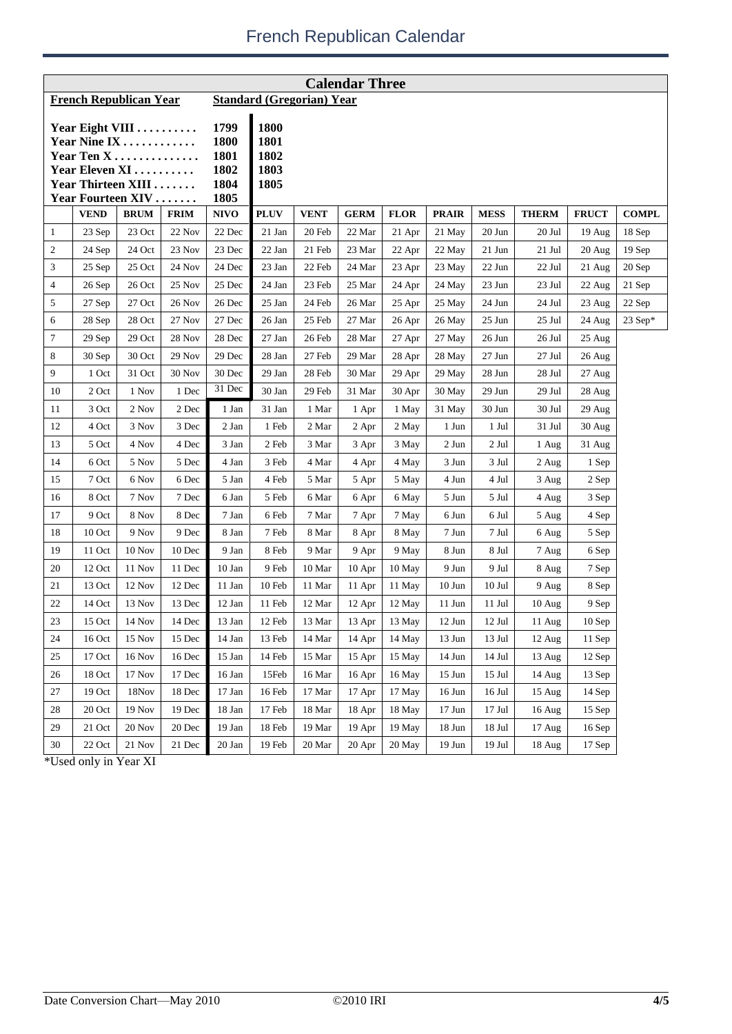# French Republican Calendar

## Calendar Three

**French Republican Year** — **Standard (Gregorian) Year**

| French Republican Year | | |
|---|---|---|
| Year Eight VIII | 1799 | 1800 |
| Year Nine IX | 1800 | 1801 |
| Year Ten X | 1801 | 1802 |
| Year Eleven XI | 1802 | 1803 |
| Year Thirteen XIII | 1804 | 1805 |
| Year Fourteen XIV | 1805 | |

| | VEND | BRUM | FRIM | NIVO | PLUV | VENT | GERM | FLOR | PRAIR | MESS | THERM | FRUCT | COMPL |
|---|---|---|---|---|---|---|---|---|---|---|---|---|---|
| 1 | 23 Sep | 23 Oct | 22 Nov | 22 Dec | 21 Jan | 20 Feb | 22 Mar | 21 Apr | 21 May | 20 Jun | 20 Jul | 19 Aug | 18 Sep |
| 2 | 24 Sep | 24 Oct | 23 Nov | 23 Dec | 22 Jan | 21 Feb | 23 Mar | 22 Apr | 22 May | 21 Jun | 21 Jul | 20 Aug | 19 Sep |
| 3 | 25 Sep | 25 Oct | 24 Nov | 24 Dec | 23 Jan | 22 Feb | 24 Mar | 23 Apr | 23 May | 22 Jun | 22 Jul | 21 Aug | 20 Sep |
| 4 | 26 Sep | 26 Oct | 25 Nov | 25 Dec | 24 Jan | 23 Feb | 25 Mar | 24 Apr | 24 May | 23 Jun | 23 Jul | 22 Aug | 21 Sep |
| 5 | 27 Sep | 27 Oct | 26 Nov | 26 Dec | 25 Jan | 24 Feb | 26 Mar | 25 Apr | 25 May | 24 Jun | 24 Jul | 23 Aug | 22 Sep |
| 6 | 28 Sep | 28 Oct | 27 Nov | 27 Dec | 26 Jan | 25 Feb | 27 Mar | 26 Apr | 26 May | 25 Jun | 25 Jul | 24 Aug | 23 Sep* |
| 7 | 29 Sep | 29 Oct | 28 Nov | 28 Dec | 27 Jan | 26 Feb | 28 Mar | 27 Apr | 27 May | 26 Jun | 26 Jul | 25 Aug | |
| 8 | 30 Sep | 30 Oct | 29 Nov | 29 Dec | 28 Jan | 27 Feb | 29 Mar | 28 Apr | 28 May | 27 Jun | 27 Jul | 26 Aug | |
| 9 | 1 Oct | 31 Oct | 30 Nov | 30 Dec | 29 Jan | 28 Feb | 30 Mar | 29 Apr | 29 May | 28 Jun | 28 Jul | 27 Aug | |
| 10 | 2 Oct | 1 Nov | 1 Dec | 31 Dec | 30 Jan | 29 Feb | 31 Mar | 30 Apr | 30 May | 29 Jun | 29 Jul | 28 Aug | |
| 11 | 3 Oct | 2 Nov | 2 Dec | 1 Jan | 31 Jan | 1 Mar | 1 Apr | 1 May | 31 May | 30 Jun | 30 Jul | 29 Aug | |
| 12 | 4 Oct | 3 Nov | 3 Dec | 2 Jan | 1 Feb | 2 Mar | 2 Apr | 2 May | 1 Jun | 1 Jul | 31 Jul | 30 Aug | |
| 13 | 5 Oct | 4 Nov | 4 Dec | 3 Jan | 2 Feb | 3 Mar | 3 Apr | 3 May | 2 Jun | 2 Jul | 1 Aug | 31 Aug | |
| 14 | 6 Oct | 5 Nov | 5 Dec | 4 Jan | 3 Feb | 4 Mar | 4 Apr | 4 May | 3 Jun | 3 Jul | 2 Aug | 1 Sep | |
| 15 | 7 Oct | 6 Nov | 6 Dec | 5 Jan | 4 Feb | 5 Mar | 5 Apr | 5 May | 4 Jun | 4 Jul | 3 Aug | 2 Sep | |
| 16 | 8 Oct | 7 Nov | 7 Dec | 6 Jan | 5 Feb | 6 Mar | 6 Apr | 6 May | 5 Jun | 5 Jul | 4 Aug | 3 Sep | |
| 17 | 9 Oct | 8 Nov | 8 Dec | 7 Jan | 6 Feb | 7 Mar | 7 Apr | 7 May | 6 Jun | 6 Jul | 5 Aug | 4 Sep | |
| 18 | 10 Oct | 9 Nov | 9 Dec | 8 Jan | 7 Feb | 8 Mar | 8 Apr | 8 May | 7 Jun | 7 Jul | 6 Aug | 5 Sep | |
| 19 | 11 Oct | 10 Nov | 10 Dec | 9 Jan | 8 Feb | 9 Mar | 9 Apr | 9 May | 8 Jun | 8 Jul | 7 Aug | 6 Sep | |
| 20 | 12 Oct | 11 Nov | 11 Dec | 10 Jan | 9 Feb | 10 Mar | 10 Apr | 10 May | 9 Jun | 9 Jul | 8 Aug | 7 Sep | |
| 21 | 13 Oct | 12 Nov | 12 Dec | 11 Jan | 10 Feb | 11 Mar | 11 Apr | 11 May | 10 Jun | 10 Jul | 9 Aug | 8 Sep | |
| 22 | 14 Oct | 13 Nov | 13 Dec | 12 Jan | 11 Feb | 12 Mar | 12 Apr | 12 May | 11 Jun | 11 Jul | 10 Aug | 9 Sep | |
| 23 | 15 Oct | 14 Nov | 14 Dec | 13 Jan | 12 Feb | 13 Mar | 13 Apr | 13 May | 12 Jun | 12 Jul | 11 Aug | 10 Sep | |
| 24 | 16 Oct | 15 Nov | 15 Dec | 14 Jan | 13 Feb | 14 Mar | 14 Apr | 14 May | 13 Jun | 13 Jul | 12 Aug | 11 Sep | |
| 25 | 17 Oct | 16 Nov | 16 Dec | 15 Jan | 14 Feb | 15 Mar | 15 Apr | 15 May | 14 Jun | 14 Jul | 13 Aug | 12 Sep | |
| 26 | 18 Oct | 17 Nov | 17 Dec | 16 Jan | 15Feb | 16 Mar | 16 Apr | 16 May | 15 Jun | 15 Jul | 14 Aug | 13 Sep | |
| 27 | 19 Oct | 18Nov | 18 Dec | 17 Jan | 16 Feb | 17 Mar | 17 Apr | 17 May | 16 Jun | 16 Jul | 15 Aug | 14 Sep | |
| 28 | 20 Oct | 19 Nov | 19 Dec | 18 Jan | 17 Feb | 18 Mar | 18 Apr | 18 May | 17 Jun | 17 Jul | 16 Aug | 15 Sep | |
| 29 | 21 Oct | 20 Nov | 20 Dec | 19 Jan | 18 Feb | 19 Mar | 19 Apr | 19 May | 18 Jun | 18 Jul | 17 Aug | 16 Sep | |
| 30 | 22 Oct | 21 Nov | 21 Dec | 20 Jan | 19 Feb | 20 Mar | 20 Apr | 20 May | 19 Jun | 19 Jul | 18 Aug | 17 Sep | |

*Used only in Year XI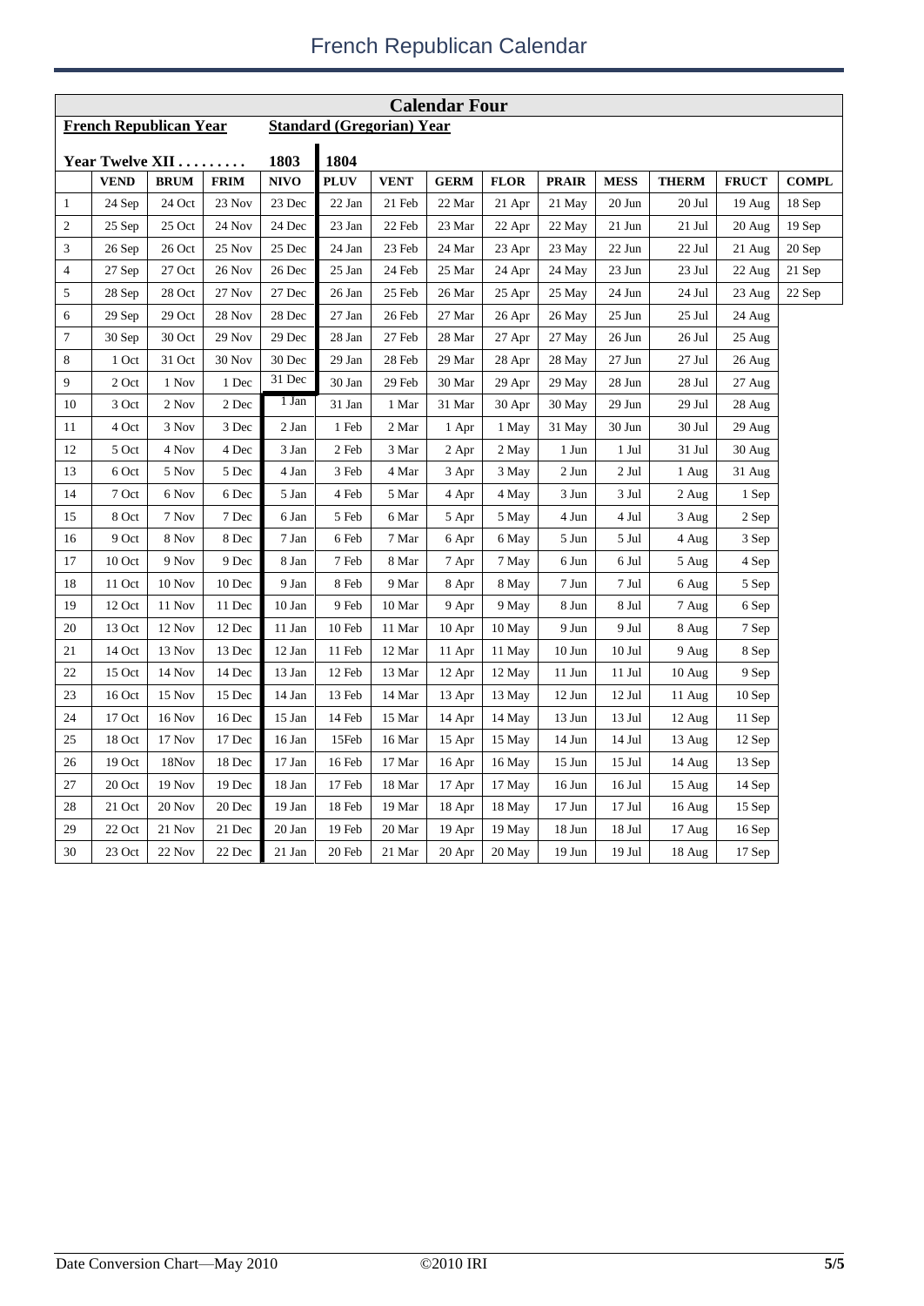# French Republican Calendar

| Calendar Four | | | | | | | | | | | | | |
|---|---|---|---|---|---|---|---|---|---|---|---|---|---|
| **French Republican Year** | | | **Standard (Gregorian) Year** | | | | | | | | | | |
| **Year Twelve XII . . . . . . . . .** | | | **1803** | **1804** | | | | | | | | | |
| | **VEND** | **BRUM** | **FRIM** | **NIVO** | **PLUV** | **VENT** | **GERM** | **FLOR** | **PRAIR** | **MESS** | **THERM** | **FRUCT** | **COMPL** |
| 1 | 24 Sep | 24 Oct | 23 Nov | 23 Dec | 22 Jan | 21 Feb | 22 Mar | 21 Apr | 21 May | 20 Jun | 20 Jul | 19 Aug | 18 Sep |
| 2 | 25 Sep | 25 Oct | 24 Nov | 24 Dec | 23 Jan | 22 Feb | 23 Mar | 22 Apr | 22 May | 21 Jun | 21 Jul | 20 Aug | 19 Sep |
| 3 | 26 Sep | 26 Oct | 25 Nov | 25 Dec | 24 Jan | 23 Feb | 24 Mar | 23 Apr | 23 May | 22 Jun | 22 Jul | 21 Aug | 20 Sep |
| 4 | 27 Sep | 27 Oct | 26 Nov | 26 Dec | 25 Jan | 24 Feb | 25 Mar | 24 Apr | 24 May | 23 Jun | 23 Jul | 22 Aug | 21 Sep |
| 5 | 28 Sep | 28 Oct | 27 Nov | 27 Dec | 26 Jan | 25 Feb | 26 Mar | 25 Apr | 25 May | 24 Jun | 24 Jul | 23 Aug | 22 Sep |
| 6 | 29 Sep | 29 Oct | 28 Nov | 28 Dec | 27 Jan | 26 Feb | 27 Mar | 26 Apr | 26 May | 25 Jun | 25 Jul | 24 Aug | |
| 7 | 30 Sep | 30 Oct | 29 Nov | 29 Dec | 28 Jan | 27 Feb | 28 Mar | 27 Apr | 27 May | 26 Jun | 26 Jul | 25 Aug | |
| 8 | 1 Oct | 31 Oct | 30 Nov | 30 Dec | 29 Jan | 28 Feb | 29 Mar | 28 Apr | 28 May | 27 Jun | 27 Jul | 26 Aug | |
| 9 | 2 Oct | 1 Nov | 1 Dec | 31 Dec | 30 Jan | 29 Feb | 30 Mar | 29 Apr | 29 May | 28 Jun | 28 Jul | 27 Aug | |
| 10 | 3 Oct | 2 Nov | 2 Dec | 1 Jan | 31 Jan | 1 Mar | 31 Mar | 30 Apr | 30 May | 29 Jun | 29 Jul | 28 Aug | |
| 11 | 4 Oct | 3 Nov | 3 Dec | 2 Jan | 1 Feb | 2 Mar | 1 Apr | 1 May | 31 May | 30 Jun | 30 Jul | 29 Aug | |
| 12 | 5 Oct | 4 Nov | 4 Dec | 3 Jan | 2 Feb | 3 Mar | 2 Apr | 2 May | 1 Jun | 1 Jul | 31 Jul | 30 Aug | |
| 13 | 6 Oct | 5 Nov | 5 Dec | 4 Jan | 3 Feb | 4 Mar | 3 Apr | 3 May | 2 Jun | 2 Jul | 1 Aug | 31 Aug | |
| 14 | 7 Oct | 6 Nov | 6 Dec | 5 Jan | 4 Feb | 5 Mar | 4 Apr | 4 May | 3 Jun | 3 Jul | 2 Aug | 1 Sep | |
| 15 | 8 Oct | 7 Nov | 7 Dec | 6 Jan | 5 Feb | 6 Mar | 5 Apr | 5 May | 4 Jun | 4 Jul | 3 Aug | 2 Sep | |
| 16 | 9 Oct | 8 Nov | 8 Dec | 7 Jan | 6 Feb | 7 Mar | 6 Apr | 6 May | 5 Jun | 5 Jul | 4 Aug | 3 Sep | |
| 17 | 10 Oct | 9 Nov | 9 Dec | 8 Jan | 7 Feb | 8 Mar | 7 Apr | 7 May | 6 Jun | 6 Jul | 5 Aug | 4 Sep | |
| 18 | 11 Oct | 10 Nov | 10 Dec | 9 Jan | 8 Feb | 9 Mar | 8 Apr | 8 May | 7 Jun | 7 Jul | 6 Aug | 5 Sep | |
| 19 | 12 Oct | 11 Nov | 11 Dec | 10 Jan | 9 Feb | 10 Mar | 9 Apr | 9 May | 8 Jun | 8 Jul | 7 Aug | 6 Sep | |
| 20 | 13 Oct | 12 Nov | 12 Dec | 11 Jan | 10 Feb | 11 Mar | 10 Apr | 10 May | 9 Jun | 9 Jul | 8 Aug | 7 Sep | |
| 21 | 14 Oct | 13 Nov | 13 Dec | 12 Jan | 11 Feb | 12 Mar | 11 Apr | 11 May | 10 Jun | 10 Jul | 9 Aug | 8 Sep | |
| 22 | 15 Oct | 14 Nov | 14 Dec | 13 Jan | 12 Feb | 13 Mar | 12 Apr | 12 May | 11 Jun | 11 Jul | 10 Aug | 9 Sep | |
| 23 | 16 Oct | 15 Nov | 15 Dec | 14 Jan | 13 Feb | 14 Mar | 13 Apr | 13 May | 12 Jun | 12 Jul | 11 Aug | 10 Sep | |
| 24 | 17 Oct | 16 Nov | 16 Dec | 15 Jan | 14 Feb | 15 Mar | 14 Apr | 14 May | 13 Jun | 13 Jul | 12 Aug | 11 Sep | |
| 25 | 18 Oct | 17 Nov | 17 Dec | 16 Jan | 15Feb | 16 Mar | 15 Apr | 15 May | 14 Jun | 14 Jul | 13 Aug | 12 Sep | |
| 26 | 19 Oct | 18Nov | 18 Dec | 17 Jan | 16 Feb | 17 Mar | 16 Apr | 16 May | 15 Jun | 15 Jul | 14 Aug | 13 Sep | |
| 27 | 20 Oct | 19 Nov | 19 Dec | 18 Jan | 17 Feb | 18 Mar | 17 Apr | 17 May | 16 Jun | 16 Jul | 15 Aug | 14 Sep | |
| 28 | 21 Oct | 20 Nov | 20 Dec | 19 Jan | 18 Feb | 19 Mar | 18 Apr | 18 May | 17 Jun | 17 Jul | 16 Aug | 15 Sep | |
| 29 | 22 Oct | 21 Nov | 21 Dec | 20 Jan | 19 Feb | 20 Mar | 19 Apr | 19 May | 18 Jun | 18 Jul | 17 Aug | 16 Sep | |
| 30 | 23 Oct | 22 Nov | 22 Dec | 21 Jan | 20 Feb | 21 Mar | 20 Apr | 20 May | 19 Jun | 19 Jul | 18 Aug | 17 Sep | |

Date Conversion Chart—May 2010 ©2010 IRI